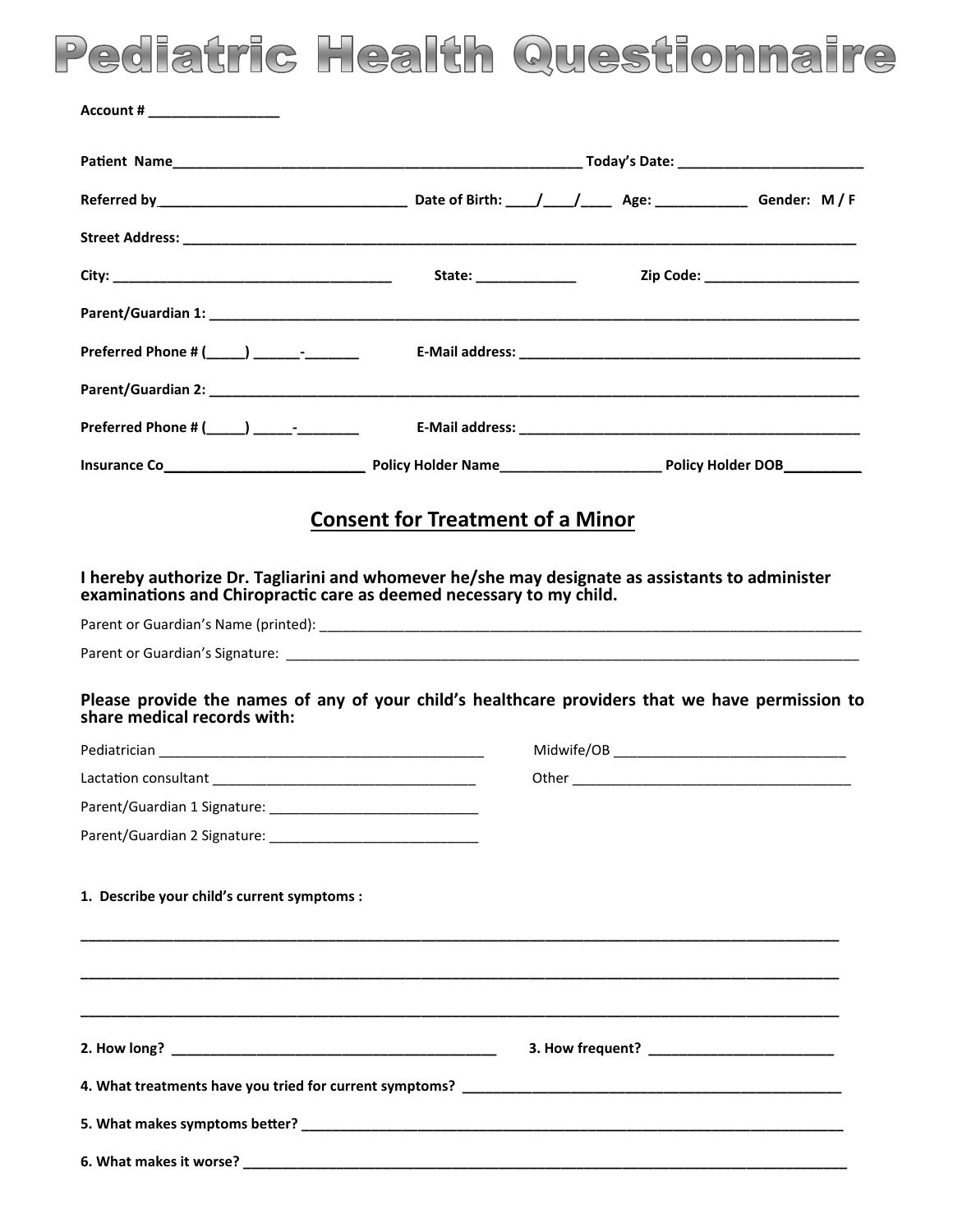# Pediatric Health Questionnaire

**Account #** ________________

**Patient Name**__________________________________________________ **Today's Date:** _______________________

**Referred by**_______________________________ **Date of Birth:** ____/____/____ **Age:** ___________ **Gender: M / F**

**Street Address:** ________________________________________________________________________________

**City:** ___________________________________ **State:** _____________ **Zip Code:** ____________________

**Parent/Guardian 1:** _______________________________________________________________________________

**Preferred Phone #** (_____) ______-_______ **E-Mail address:** ____________________________________________

**Parent/Guardian 2:** _______________________________________________________________________________

**Preferred Phone #** (_____) _____-________ **E-Mail address:** ____________________________________________

**Insurance Co**_________________________ **Policy Holder Name**____________________ **Policy Holder DOB**__________

## Consent for Treatment of a Minor

**I hereby authorize Dr. Tagliarini and whomever he/she may designate as assistants to administer examinations and Chiropractic care as deemed necessary to my child.**

Parent or Guardian's Name (printed): ________________________________________________________________

Parent or Guardian's Signature: ____________________________________________________________________

**Please provide the names of any of your child's healthcare providers that we have permission to share medical records with:**

Pediatrician __________________________________________ Midwife/OB ______________________________

Lactation consultant __________________________________ Other ____________________________________

Parent/Guardian 1 Signature: ___________________________

Parent/Guardian 2 Signature: ___________________________

**1. Describe your child's current symptoms :**

_____________________________________________________________________________________________

_____________________________________________________________________________________________

_____________________________________________________________________________________________

**2. How long?** ________________________________________ **3. How frequent?** _______________________

**4. What treatments have you tried for current symptoms?** _________________________________________________

**5. What makes symptoms better?** _______________________________________________________________________

**6. What makes it worse?** ______________________________________________________________________________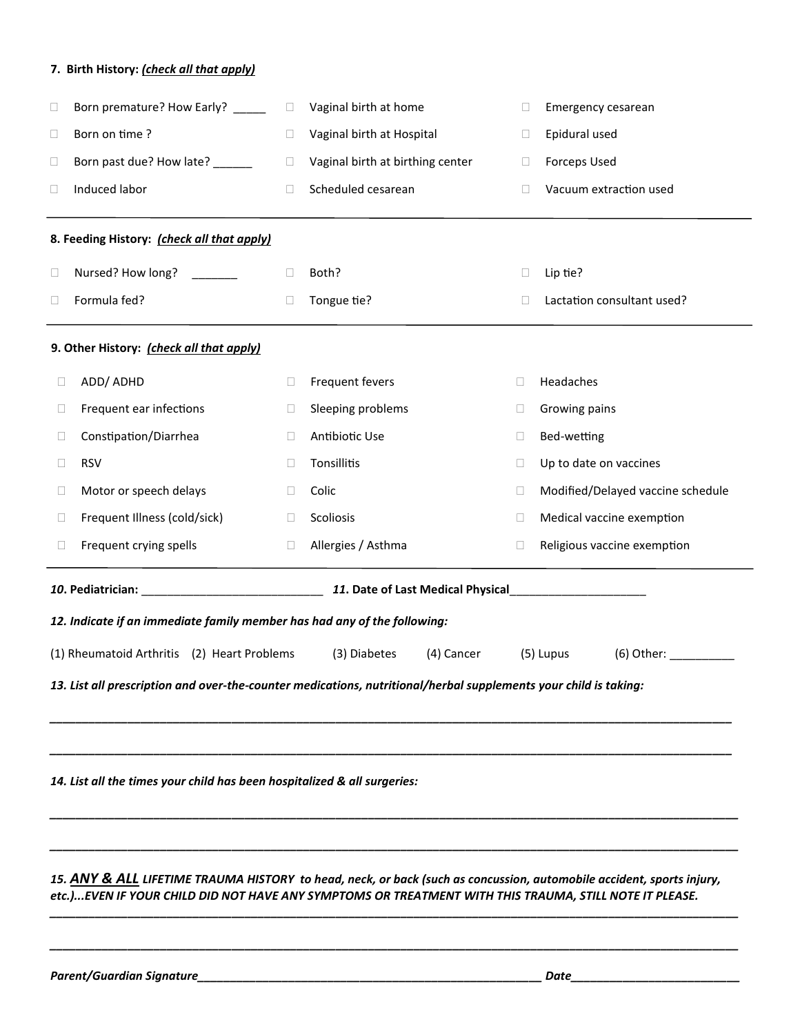**7. Birth History:** ***(check all that apply)***

- ☐ Born premature? How Early? _____
- ☐ Born on time ?
- ☐ Born past due? How late? ______
- ☐ Induced labor
- ☐ Vaginal birth at home
- ☐ Vaginal birth at Hospital
- ☐ Vaginal birth at birthing center
- ☐ Scheduled cesarean
- ☐ Emergency cesarean
- ☐ Epidural used
- ☐ Forceps Used
- ☐ Vacuum extraction used

---

**8. Feeding History:** ***(check all that apply)***

- ☐ Nursed? How long? _______
- ☐ Formula fed?
- ☐ Both?
- ☐ Tongue tie?
- ☐ Lip tie?
- ☐ Lactation consultant used?

---

**9. Other History:** ***(check all that apply)***

- ☐ ADD/ ADHD
- ☐ Frequent ear infections
- ☐ Constipation/Diarrhea
- ☐ RSV
- ☐ Motor or speech delays
- ☐ Frequent Illness (cold/sick)
- ☐ Frequent crying spells
- ☐ Frequent fevers
- ☐ Sleeping problems
- ☐ Antibiotic Use
- ☐ Tonsillitis
- ☐ Colic
- ☐ Scoliosis
- ☐ Allergies / Asthma
- ☐ Headaches
- ☐ Growing pains
- ☐ Bed-wetting
- ☐ Up to date on vaccines
- ☐ Modified/Delayed vaccine schedule
- ☐ Medical vaccine exemption
- ☐ Religious vaccine exemption

---

***10*. Pediatrician:** ___________________________ ***11.* Date of Last Medical Physical**____________________

***12. Indicate if an immediate family member has had any of the following:***

(1) Rheumatoid Arthritis (2) Heart Problems (3) Diabetes (4) Cancer (5) Lupus (6) Other: __________

***13. List all prescription and over-the-counter medications, nutritional/herbal supplements your child is taking:***

______________________________________________________________________________________________

______________________________________________________________________________________________

***14. List all the times your child has been hospitalized & all surgeries:***

______________________________________________________________________________________________

______________________________________________________________________________________________

***15. ANY & ALL LIFETIME TRAUMA HISTORY to head, neck, or back (such as concussion, automobile accident, sports injury, etc.)...EVEN IF YOUR CHILD DID NOT HAVE ANY SYMPTOMS OR TREATMENT WITH THIS TRAUMA, STILL NOTE IT PLEASE.***

______________________________________________________________________________________________

______________________________________________________________________________________________

***Parent/Guardian Signature***_______________________________________________________ ***Date***_________________________